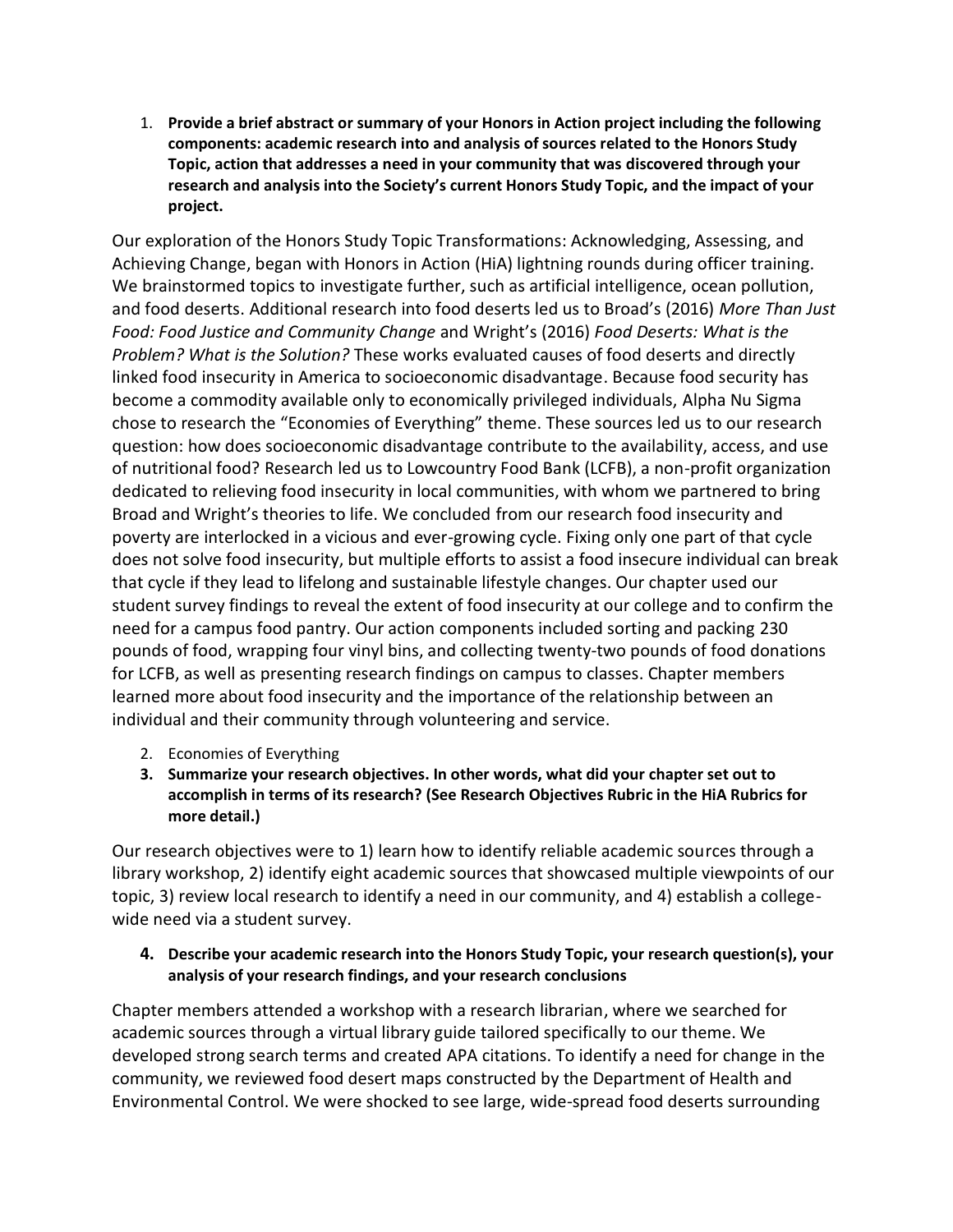1. **Provide a brief abstract or summary of your Honors in Action project including the following components: academic research into and analysis of sources related to the Honors Study Topic, action that addresses a need in your community that was discovered through your research and analysis into the Society's current Honors Study Topic, and the impact of your project.**

Our exploration of the Honors Study Topic Transformations: Acknowledging, Assessing, and Achieving Change, began with Honors in Action (HiA) lightning rounds during officer training. We brainstormed topics to investigate further, such as artificial intelligence, ocean pollution, and food deserts. Additional research into food deserts led us to Broad's (2016) *More Than Just Food: Food Justice and Community Change* and Wright's (2016) *Food Deserts: What is the Problem? What is the Solution?* These works evaluated causes of food deserts and directly linked food insecurity in America to socioeconomic disadvantage. Because food security has become a commodity available only to economically privileged individuals, Alpha Nu Sigma chose to research the "Economies of Everything" theme. These sources led us to our research question: how does socioeconomic disadvantage contribute to the availability, access, and use of nutritional food? Research led us to Lowcountry Food Bank (LCFB), a non-profit organization dedicated to relieving food insecurity in local communities, with whom we partnered to bring Broad and Wright's theories to life. We concluded from our research food insecurity and poverty are interlocked in a vicious and ever-growing cycle. Fixing only one part of that cycle does not solve food insecurity, but multiple efforts to assist a food insecure individual can break that cycle if they lead to lifelong and sustainable lifestyle changes. Our chapter used our student survey findings to reveal the extent of food insecurity at our college and to confirm the need for a campus food pantry. Our action components included sorting and packing 230 pounds of food, wrapping four vinyl bins, and collecting twenty-two pounds of food donations for LCFB, as well as presenting research findings on campus to classes. Chapter members learned more about food insecurity and the importance of the relationship between an individual and their community through volunteering and service.

2. Economies of Everything
3. **Summarize your research objectives. In other words, what did your chapter set out to accomplish in terms of its research? (See Research Objectives Rubric in the HiA Rubrics for more detail.)**

Our research objectives were to 1) learn how to identify reliable academic sources through a library workshop, 2) identify eight academic sources that showcased multiple viewpoints of our topic, 3) review local research to identify a need in our community, and 4) establish a college-wide need via a student survey.

4. **Describe your academic research into the Honors Study Topic, your research question(s), your analysis of your research findings, and your research conclusions**

Chapter members attended a workshop with a research librarian, where we searched for academic sources through a virtual library guide tailored specifically to our theme. We developed strong search terms and created APA citations. To identify a need for change in the community, we reviewed food desert maps constructed by the Department of Health and Environmental Control. We were shocked to see large, wide-spread food deserts surrounding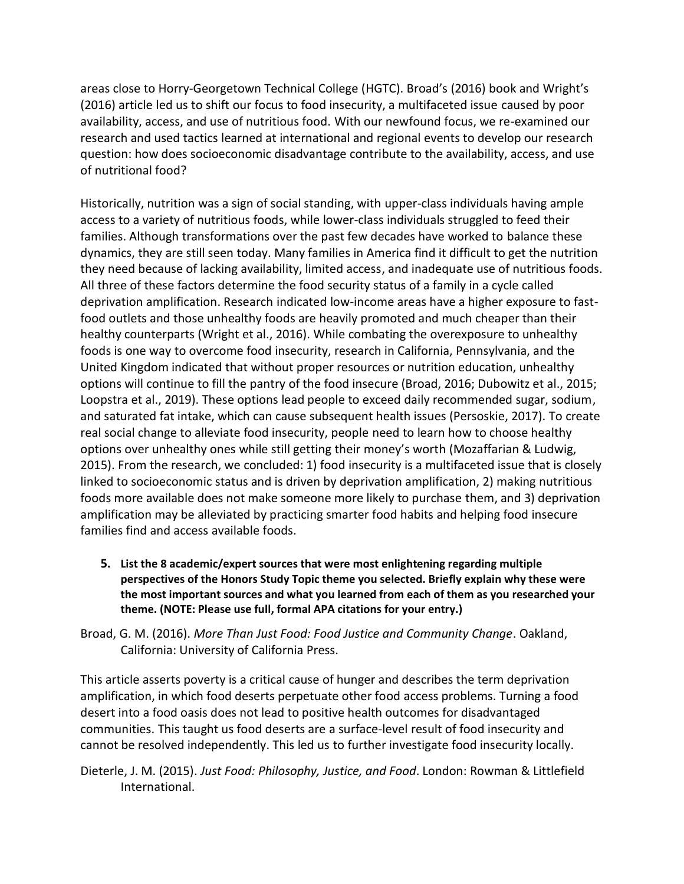areas close to Horry-Georgetown Technical College (HGTC). Broad's (2016) book and Wright's (2016) article led us to shift our focus to food insecurity, a multifaceted issue caused by poor availability, access, and use of nutritious food. With our newfound focus, we re-examined our research and used tactics learned at international and regional events to develop our research question: how does socioeconomic disadvantage contribute to the availability, access, and use of nutritional food?

Historically, nutrition was a sign of social standing, with upper-class individuals having ample access to a variety of nutritious foods, while lower-class individuals struggled to feed their families. Although transformations over the past few decades have worked to balance these dynamics, they are still seen today. Many families in America find it difficult to get the nutrition they need because of lacking availability, limited access, and inadequate use of nutritious foods. All three of these factors determine the food security status of a family in a cycle called deprivation amplification. Research indicated low-income areas have a higher exposure to fast-food outlets and those unhealthy foods are heavily promoted and much cheaper than their healthy counterparts (Wright et al., 2016). While combating the overexposure to unhealthy foods is one way to overcome food insecurity, research in California, Pennsylvania, and the United Kingdom indicated that without proper resources or nutrition education, unhealthy options will continue to fill the pantry of the food insecure (Broad, 2016; Dubowitz et al., 2015; Loopstra et al., 2019). These options lead people to exceed daily recommended sugar, sodium, and saturated fat intake, which can cause subsequent health issues (Persoskie, 2017). To create real social change to alleviate food insecurity, people need to learn how to choose healthy options over unhealthy ones while still getting their money's worth (Mozaffarian & Ludwig, 2015). From the research, we concluded: 1) food insecurity is a multifaceted issue that is closely linked to socioeconomic status and is driven by deprivation amplification, 2) making nutritious foods more available does not make someone more likely to purchase them, and 3) deprivation amplification may be alleviated by practicing smarter food habits and helping food insecure families find and access available foods.

5. **List the 8 academic/expert sources that were most enlightening regarding multiple perspectives of the Honors Study Topic theme you selected. Briefly explain why these were the most important sources and what you learned from each of them as you researched your theme. (NOTE: Please use full, formal APA citations for your entry.)**

Broad, G. M. (2016). *More Than Just Food: Food Justice and Community Change*. Oakland, California: University of California Press.

This article asserts poverty is a critical cause of hunger and describes the term deprivation amplification, in which food deserts perpetuate other food access problems. Turning a food desert into a food oasis does not lead to positive health outcomes for disadvantaged communities. This taught us food deserts are a surface-level result of food insecurity and cannot be resolved independently. This led us to further investigate food insecurity locally.

Dieterle, J. M. (2015). *Just Food: Philosophy, Justice, and Food*. London: Rowman & Littlefield International.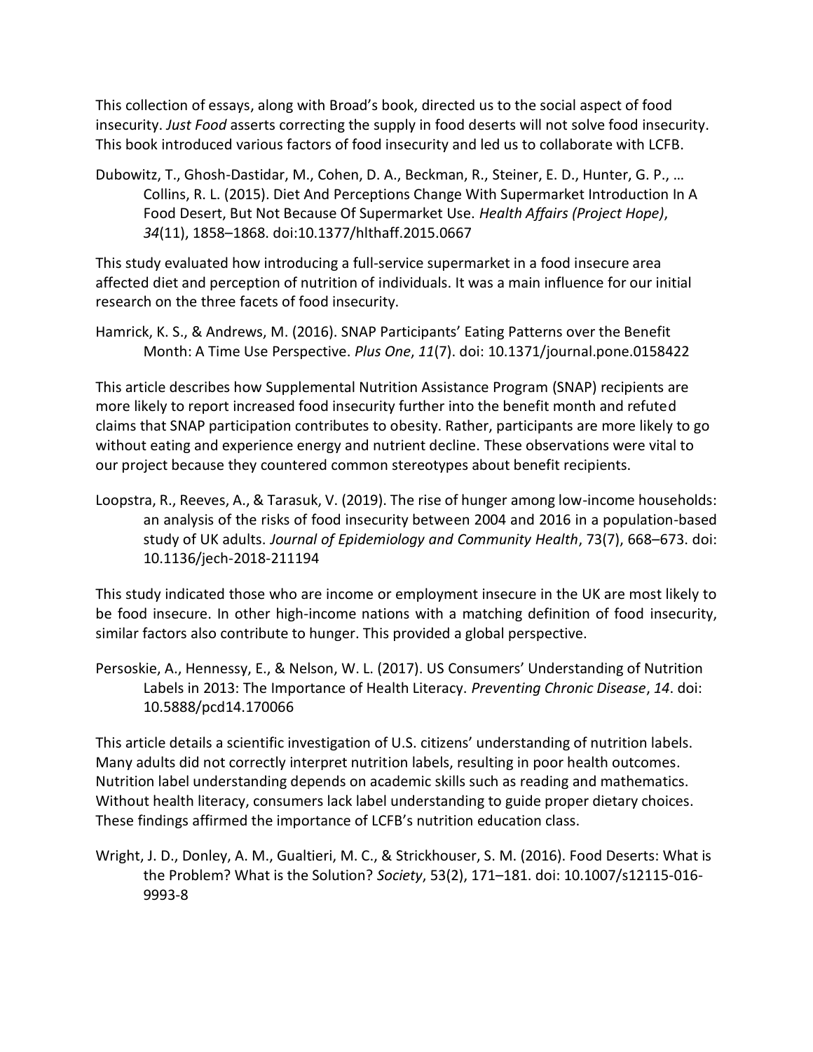This collection of essays, along with Broad's book, directed us to the social aspect of food insecurity. *Just Food* asserts correcting the supply in food deserts will not solve food insecurity. This book introduced various factors of food insecurity and led us to collaborate with LCFB.

Dubowitz, T., Ghosh-Dastidar, M., Cohen, D. A., Beckman, R., Steiner, E. D., Hunter, G. P., … Collins, R. L. (2015). Diet And Perceptions Change With Supermarket Introduction In A Food Desert, But Not Because Of Supermarket Use. *Health Affairs (Project Hope)*, *34*(11), 1858–1868. doi:10.1377/hlthaff.2015.0667

This study evaluated how introducing a full-service supermarket in a food insecure area affected diet and perception of nutrition of individuals. It was a main influence for our initial research on the three facets of food insecurity.

Hamrick, K. S., & Andrews, M. (2016). SNAP Participants' Eating Patterns over the Benefit Month: A Time Use Perspective. *Plus One*, *11*(7). doi: 10.1371/journal.pone.0158422

This article describes how Supplemental Nutrition Assistance Program (SNAP) recipients are more likely to report increased food insecurity further into the benefit month and refuted claims that SNAP participation contributes to obesity. Rather, participants are more likely to go without eating and experience energy and nutrient decline. These observations were vital to our project because they countered common stereotypes about benefit recipients.

Loopstra, R., Reeves, A., & Tarasuk, V. (2019). The rise of hunger among low-income households: an analysis of the risks of food insecurity between 2004 and 2016 in a population-based study of UK adults. *Journal of Epidemiology and Community Health*, 73(7), 668–673. doi: 10.1136/jech-2018-211194

This study indicated those who are income or employment insecure in the UK are most likely to be food insecure. In other high-income nations with a matching definition of food insecurity, similar factors also contribute to hunger. This provided a global perspective.

Persoskie, A., Hennessy, E., & Nelson, W. L. (2017). US Consumers' Understanding of Nutrition Labels in 2013: The Importance of Health Literacy. *Preventing Chronic Disease*, *14*. doi: 10.5888/pcd14.170066

This article details a scientific investigation of U.S. citizens' understanding of nutrition labels. Many adults did not correctly interpret nutrition labels, resulting in poor health outcomes. Nutrition label understanding depends on academic skills such as reading and mathematics. Without health literacy, consumers lack label understanding to guide proper dietary choices. These findings affirmed the importance of LCFB's nutrition education class.

Wright, J. D., Donley, A. M., Gualtieri, M. C., & Strickhouser, S. M. (2016). Food Deserts: What is the Problem? What is the Solution? *Society*, 53(2), 171–181. doi: 10.1007/s12115-016-9993-8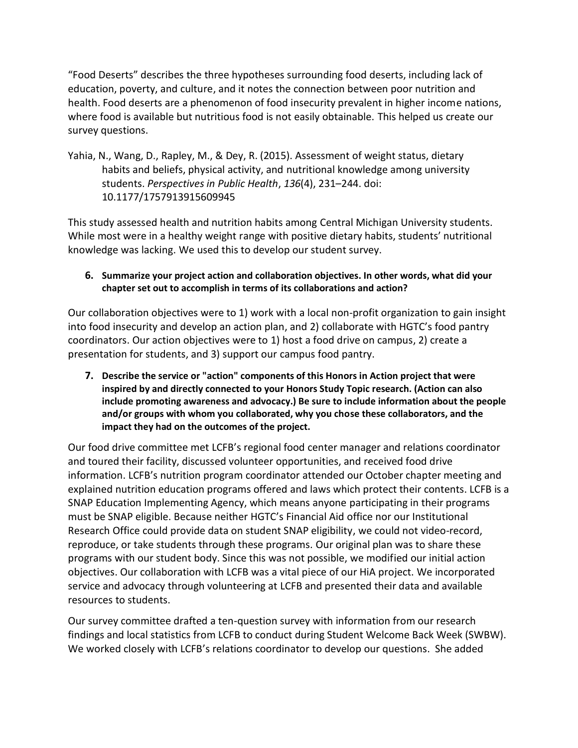"Food Deserts" describes the three hypotheses surrounding food deserts, including lack of education, poverty, and culture, and it notes the connection between poor nutrition and health. Food deserts are a phenomenon of food insecurity prevalent in higher income nations, where food is available but nutritious food is not easily obtainable. This helped us create our survey questions.

Yahia, N., Wang, D., Rapley, M., & Dey, R. (2015). Assessment of weight status, dietary habits and beliefs, physical activity, and nutritional knowledge among university students. *Perspectives in Public Health*, *136*(4), 231–244. doi: 10.1177/1757913915609945

This study assessed health and nutrition habits among Central Michigan University students. While most were in a healthy weight range with positive dietary habits, students' nutritional knowledge was lacking. We used this to develop our student survey.

**6. Summarize your project action and collaboration objectives. In other words, what did your chapter set out to accomplish in terms of its collaborations and action?**

Our collaboration objectives were to 1) work with a local non-profit organization to gain insight into food insecurity and develop an action plan, and 2) collaborate with HGTC's food pantry coordinators. Our action objectives were to 1) host a food drive on campus, 2) create a presentation for students, and 3) support our campus food pantry.

**7. Describe the service or "action" components of this Honors in Action project that were inspired by and directly connected to your Honors Study Topic research. (Action can also include promoting awareness and advocacy.) Be sure to include information about the people and/or groups with whom you collaborated, why you chose these collaborators, and the impact they had on the outcomes of the project.**

Our food drive committee met LCFB's regional food center manager and relations coordinator and toured their facility, discussed volunteer opportunities, and received food drive information. LCFB's nutrition program coordinator attended our October chapter meeting and explained nutrition education programs offered and laws which protect their contents. LCFB is a SNAP Education Implementing Agency, which means anyone participating in their programs must be SNAP eligible. Because neither HGTC's Financial Aid office nor our Institutional Research Office could provide data on student SNAP eligibility, we could not video-record, reproduce, or take students through these programs. Our original plan was to share these programs with our student body. Since this was not possible, we modified our initial action objectives. Our collaboration with LCFB was a vital piece of our HiA project. We incorporated service and advocacy through volunteering at LCFB and presented their data and available resources to students.

Our survey committee drafted a ten-question survey with information from our research findings and local statistics from LCFB to conduct during Student Welcome Back Week (SWBW). We worked closely with LCFB's relations coordinator to develop our questions. She added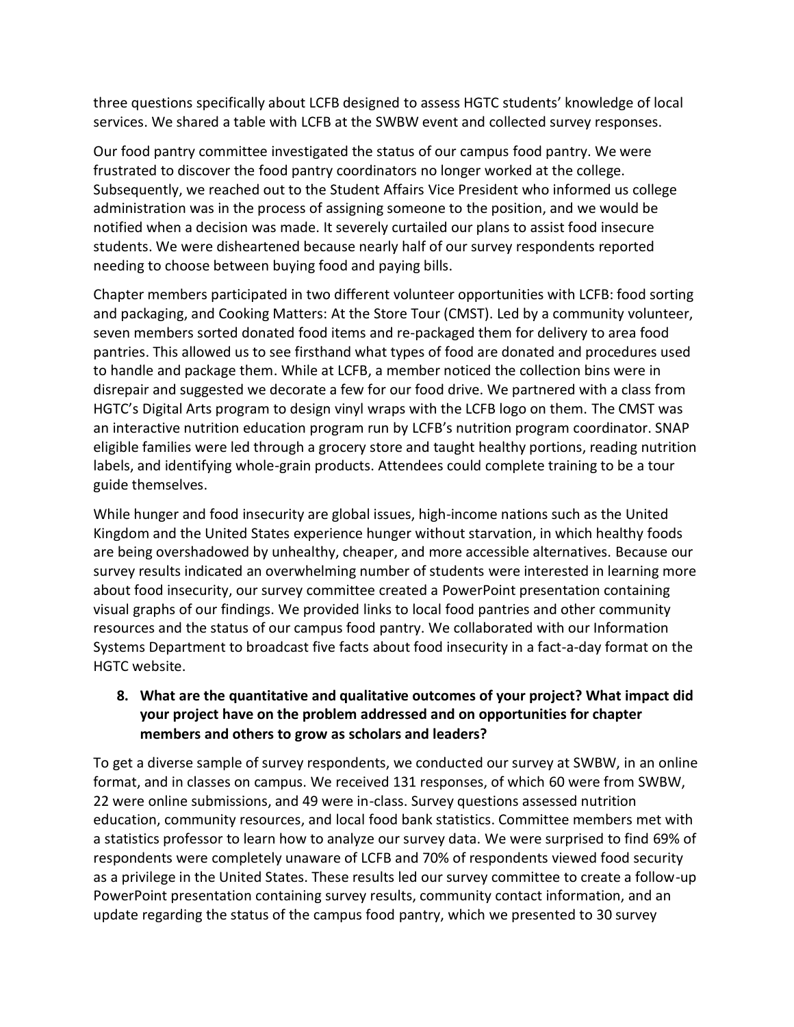three questions specifically about LCFB designed to assess HGTC students' knowledge of local services. We shared a table with LCFB at the SWBW event and collected survey responses.

Our food pantry committee investigated the status of our campus food pantry. We were frustrated to discover the food pantry coordinators no longer worked at the college. Subsequently, we reached out to the Student Affairs Vice President who informed us college administration was in the process of assigning someone to the position, and we would be notified when a decision was made. It severely curtailed our plans to assist food insecure students. We were disheartened because nearly half of our survey respondents reported needing to choose between buying food and paying bills.

Chapter members participated in two different volunteer opportunities with LCFB: food sorting and packaging, and Cooking Matters: At the Store Tour (CMST). Led by a community volunteer, seven members sorted donated food items and re-packaged them for delivery to area food pantries. This allowed us to see firsthand what types of food are donated and procedures used to handle and package them. While at LCFB, a member noticed the collection bins were in disrepair and suggested we decorate a few for our food drive. We partnered with a class from HGTC's Digital Arts program to design vinyl wraps with the LCFB logo on them. The CMST was an interactive nutrition education program run by LCFB's nutrition program coordinator. SNAP eligible families were led through a grocery store and taught healthy portions, reading nutrition labels, and identifying whole-grain products. Attendees could complete training to be a tour guide themselves.

While hunger and food insecurity are global issues, high-income nations such as the United Kingdom and the United States experience hunger without starvation, in which healthy foods are being overshadowed by unhealthy, cheaper, and more accessible alternatives. Because our survey results indicated an overwhelming number of students were interested in learning more about food insecurity, our survey committee created a PowerPoint presentation containing visual graphs of our findings. We provided links to local food pantries and other community resources and the status of our campus food pantry. We collaborated with our Information Systems Department to broadcast five facts about food insecurity in a fact-a-day format on the HGTC website.

**8. What are the quantitative and qualitative outcomes of your project? What impact did your project have on the problem addressed and on opportunities for chapter members and others to grow as scholars and leaders?**

To get a diverse sample of survey respondents, we conducted our survey at SWBW, in an online format, and in classes on campus. We received 131 responses, of which 60 were from SWBW, 22 were online submissions, and 49 were in-class. Survey questions assessed nutrition education, community resources, and local food bank statistics. Committee members met with a statistics professor to learn how to analyze our survey data. We were surprised to find 69% of respondents were completely unaware of LCFB and 70% of respondents viewed food security as a privilege in the United States. These results led our survey committee to create a follow-up PowerPoint presentation containing survey results, community contact information, and an update regarding the status of the campus food pantry, which we presented to 30 survey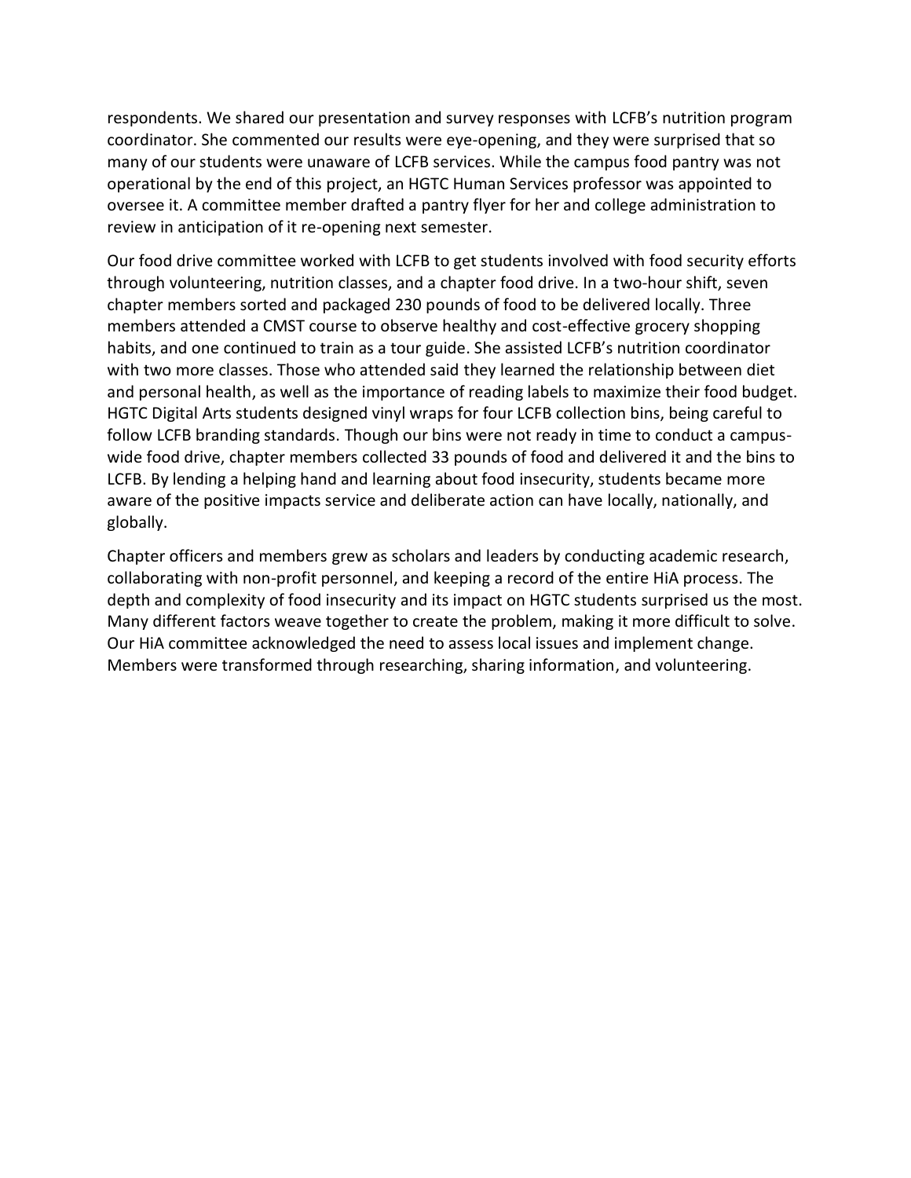respondents. We shared our presentation and survey responses with LCFB's nutrition program coordinator. She commented our results were eye-opening, and they were surprised that so many of our students were unaware of LCFB services. While the campus food pantry was not operational by the end of this project, an HGTC Human Services professor was appointed to oversee it. A committee member drafted a pantry flyer for her and college administration to review in anticipation of it re-opening next semester.

Our food drive committee worked with LCFB to get students involved with food security efforts through volunteering, nutrition classes, and a chapter food drive. In a two-hour shift, seven chapter members sorted and packaged 230 pounds of food to be delivered locally. Three members attended a CMST course to observe healthy and cost-effective grocery shopping habits, and one continued to train as a tour guide. She assisted LCFB's nutrition coordinator with two more classes. Those who attended said they learned the relationship between diet and personal health, as well as the importance of reading labels to maximize their food budget. HGTC Digital Arts students designed vinyl wraps for four LCFB collection bins, being careful to follow LCFB branding standards. Though our bins were not ready in time to conduct a campus-wide food drive, chapter members collected 33 pounds of food and delivered it and the bins to LCFB. By lending a helping hand and learning about food insecurity, students became more aware of the positive impacts service and deliberate action can have locally, nationally, and globally.

Chapter officers and members grew as scholars and leaders by conducting academic research, collaborating with non-profit personnel, and keeping a record of the entire HiA process. The depth and complexity of food insecurity and its impact on HGTC students surprised us the most. Many different factors weave together to create the problem, making it more difficult to solve. Our HiA committee acknowledged the need to assess local issues and implement change. Members were transformed through researching, sharing information, and volunteering.